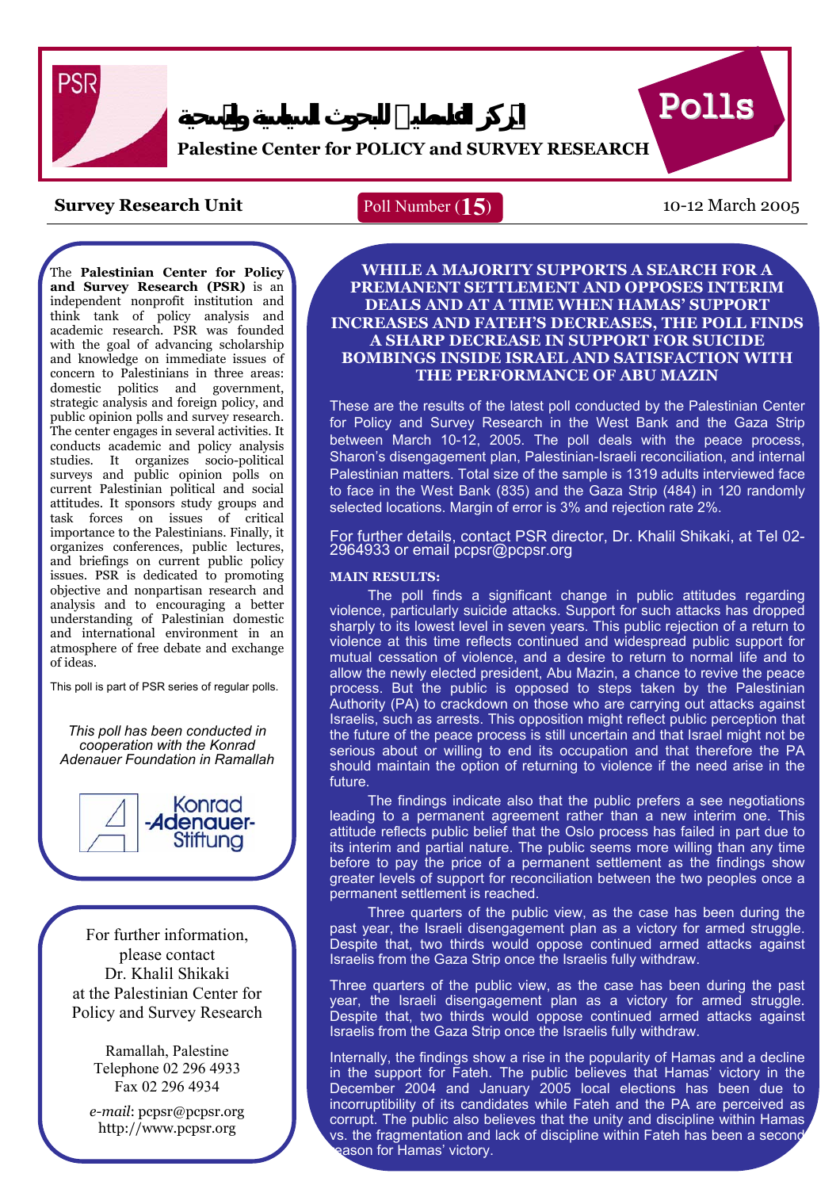# المركز الفلسطيني للبحوث السياسية والمسحية

**Palestine Center for POLICY and SURVEY RESEARCH**

Polls

**Survey Research Unit** Poll Number (**15**) 10-12 March 2005

The **Palestinian Center for Policy and Survey Research (PSR)** is an independent nonprofit institution and think tank of policy analysis and academic research. PSR was founded with the goal of advancing scholarship and knowledge on immediate issues of concern to Palestinians in three areas: domestic politics and government, strategic analysis and foreign policy, and public opinion polls and survey research. The center engages in several activities. It conducts academic and policy analysis studies. It organizes socio-political surveys and public opinion polls on current Palestinian political and social attitudes. It sponsors study groups and task forces on issues of critical importance to the Palestinians. Finally, it organizes conferences, public lectures, and briefings on current public policy issues. PSR is dedicated to promoting objective and nonpartisan research and analysis and to encouraging a better understanding of Palestinian domestic and international environment in an atmosphere of free debate and exchange of ideas.

This poll is part of PSR series of regular polls.

*This poll has been conducted in cooperation with the Konrad Adenauer Foundation in Ramallah*

Konrad -Adenauer- Stiftung

For further information, please contact Dr. Khalil Shikaki at the Palestinian Center for Policy and Survey Research

Ramallah, Palestine
Telephone 02 296 4933
Fax 02 296 4934

*e-mail*: pcpsr@pcpsr.org
http://www.pcpsr.org

## WHILE A MAJORITY SUPPORTS A SEARCH FOR A PREMANENT SETTLEMENT AND OPPOSES INTERIM DEALS AND AT A TIME WHEN HAMAS' SUPPORT INCREASES AND FATEH'S DECREASES, THE POLL FINDS A SHARP DECREASE IN SUPPORT FOR SUICIDE BOMBINGS INSIDE ISRAEL AND SATISFACTION WITH THE PERFORMANCE OF ABU MAZIN

These are the results of the latest poll conducted by the Palestinian Center for Policy and Survey Research in the West Bank and the Gaza Strip between March 10-12, 2005. The poll deals with the peace process, Sharon's disengagement plan, Palestinian-Israeli reconciliation, and internal Palestinian matters. Total size of the sample is 1319 adults interviewed face to face in the West Bank (835) and the Gaza Strip (484) in 120 randomly selected locations. Margin of error is 3% and rejection rate 2%.

For further details, contact PSR director, Dr. Khalil Shikaki, at Tel 02-2964933 or email pcpsr@pcpsr.org

**MAIN RESULTS:**

The poll finds a significant change in public attitudes regarding violence, particularly suicide attacks. Support for such attacks has dropped sharply to its lowest level in seven years. The poll rejection of a return to violence at this time reflects continued and widespread public support for mutual cessation of violence, and a desire to return to normal life and to allow the newly elected president, Abu Mazin, a chance to revive the peace process. But the public is opposed to steps taken by the Palestinian Authority (PA) to crackdown on those who are carrying out attacks against Israelis, such as arrests. This opposition might reflect public perception that the future of the peace process is still uncertain and that Israel might not be serious about or willing to end its occupation and that therefore the PA should maintain the option of returning to violence if the need arise in the future.

The findings indicate also that the public prefers a see negotiations leading to a permanent agreement rather than a new interim one. This attitude reflects public belief that the Oslo process has failed in part due to its interim and partial nature. The public seems more willing than any time before to pay the price of a permanent settlement as the findings show greater levels of support for reconciliation between the two peoples once a permanent settlement is reached.

Three quarters of the public view, as the case has been during the past year, the Israeli disengagement plan as a victory for armed struggle. Despite that, two thirds would oppose continued armed attacks against Israelis from the Gaza Strip once the Israelis fully withdraw.

Three quarters of the public view, as the case has been during the past year, the Israeli disengagement plan as a victory for armed struggle. Despite that, two thirds would oppose continued armed attacks against Israelis from the Gaza Strip once the Israelis fully withdraw.

Internally, the findings show a rise in the popularity of Hamas and a decline in the support for Fateh. The public believes that Hamas' victory in the December 2004 and January 2005 local elections has been due to incorruptibility of its candidates while Fateh and the PA are perceived as corrupt. The public also believes that the unity and discipline within Hamas vs. the fragmentation and lack of discipline within Fateh has been a second reason for Hamas' victory.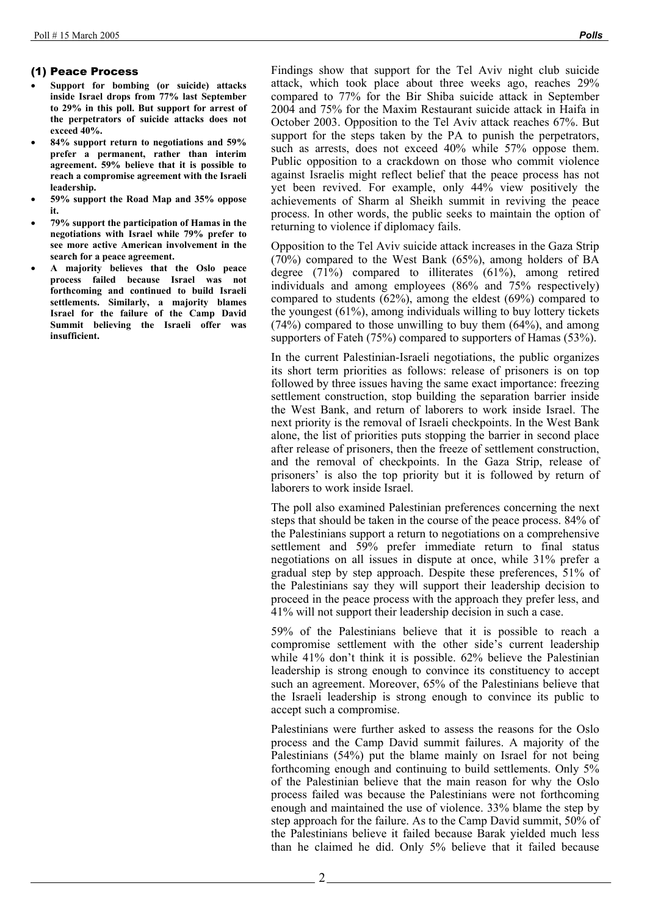## (1) Peace Process

- **Support for bombing (or suicide) attacks inside Israel drops from 77% last September to 29% in this poll. But support for arrest of the perpetrators of suicide attacks does not exceed 40%.**
- **84% support return to negotiations and 59% prefer a permanent, rather than interim agreement. 59% believe that it is possible to reach a compromise agreement with the Israeli leadership.**
- **59% support the Road Map and 35% oppose it.**
- **79% support the participation of Hamas in the negotiations with Israel while 79% prefer to see more active American involvement in the search for a peace agreement.**
- **A majority believes that the Oslo peace process failed because Israel was not forthcoming and continued to build Israeli settlements. Similarly, a majority blames Israel for the failure of the Camp David Summit believing the Israeli offer was insufficient.**

Findings show that support for the Tel Aviv night club suicide attack, which took place about three weeks ago, reaches 29% compared to 77% for the Bir Shiba suicide attack in September 2004 and 75% for the Maxim Restaurant suicide attack in Haifa in October 2003. Opposition to the Tel Aviv attack reaches 67%. But support for the steps taken by the PA to punish the perpetrators, such as arrests, does not exceed 40% while 57% oppose them. Public opposition to a crackdown on those who commit violence against Israelis might reflect belief that the peace process has not yet been revived. For example, only 44% view positively the achievements of Sharm al Sheikh summit in reviving the peace process. In other words, the public seeks to maintain the option of returning to violence if diplomacy fails.

Opposition to the Tel Aviv suicide attack increases in the Gaza Strip (70%) compared to the West Bank (65%), among holders of BA degree (71%) compared to illiterates (61%), among retired individuals and among employees (86% and 75% respectively) compared to students (62%), among the eldest (69%) compared to the youngest (61%), among individuals willing to buy lottery tickets (74%) compared to those unwilling to buy them (64%), and among supporters of Fateh (75%) compared to supporters of Hamas (53%).

In the current Palestinian-Israeli negotiations, the public organizes its short term priorities as follows: release of prisoners is on top followed by three issues having the same exact importance: freezing settlement construction, stop building the separation barrier inside the West Bank, and return of laborers to work inside Israel. The next priority is the removal of Israeli checkpoints. In the West Bank alone, the list of priorities puts stopping the barrier in second place after release of prisoners, then the freeze of settlement construction, and the removal of checkpoints. In the Gaza Strip, release of prisoners' is also the top priority but it is followed by return of laborers to work inside Israel.

The poll also examined Palestinian preferences concerning the next steps that should be taken in the course of the peace process. 84% of the Palestinians support a return to negotiations on a comprehensive settlement and 59% prefer immediate return to final status negotiations on all issues in dispute at once, while 31% prefer a gradual step by step approach. Despite these preferences, 51% of the Palestinians say they will support their leadership decision to proceed in the peace process with the approach they prefer less, and 41% will not support their leadership decision in such a case.

59% of the Palestinians believe that it is possible to reach a compromise settlement with the other side's current leadership while 41% don't think it is possible. 62% believe the Palestinian leadership is strong enough to convince its constituency to accept such an agreement. Moreover, 65% of the Palestinians believe that the Israeli leadership is strong enough to convince its public to accept such a compromise.

Palestinians were further asked to assess the reasons for the Oslo process and the Camp David summit failures. A majority of the Palestinians (54%) put the blame mainly on Israel for not being forthcoming enough and continuing to build settlements. Only 5% of the Palestinian believe that the main reason for why the Oslo process failed was because the Palestinians were not forthcoming enough and maintained the use of violence. 33% blame the step by step approach for the failure. As to the Camp David summit, 50% of the Palestinians believe it failed because Barak yielded much less than he claimed he did. Only 5% believe that it failed because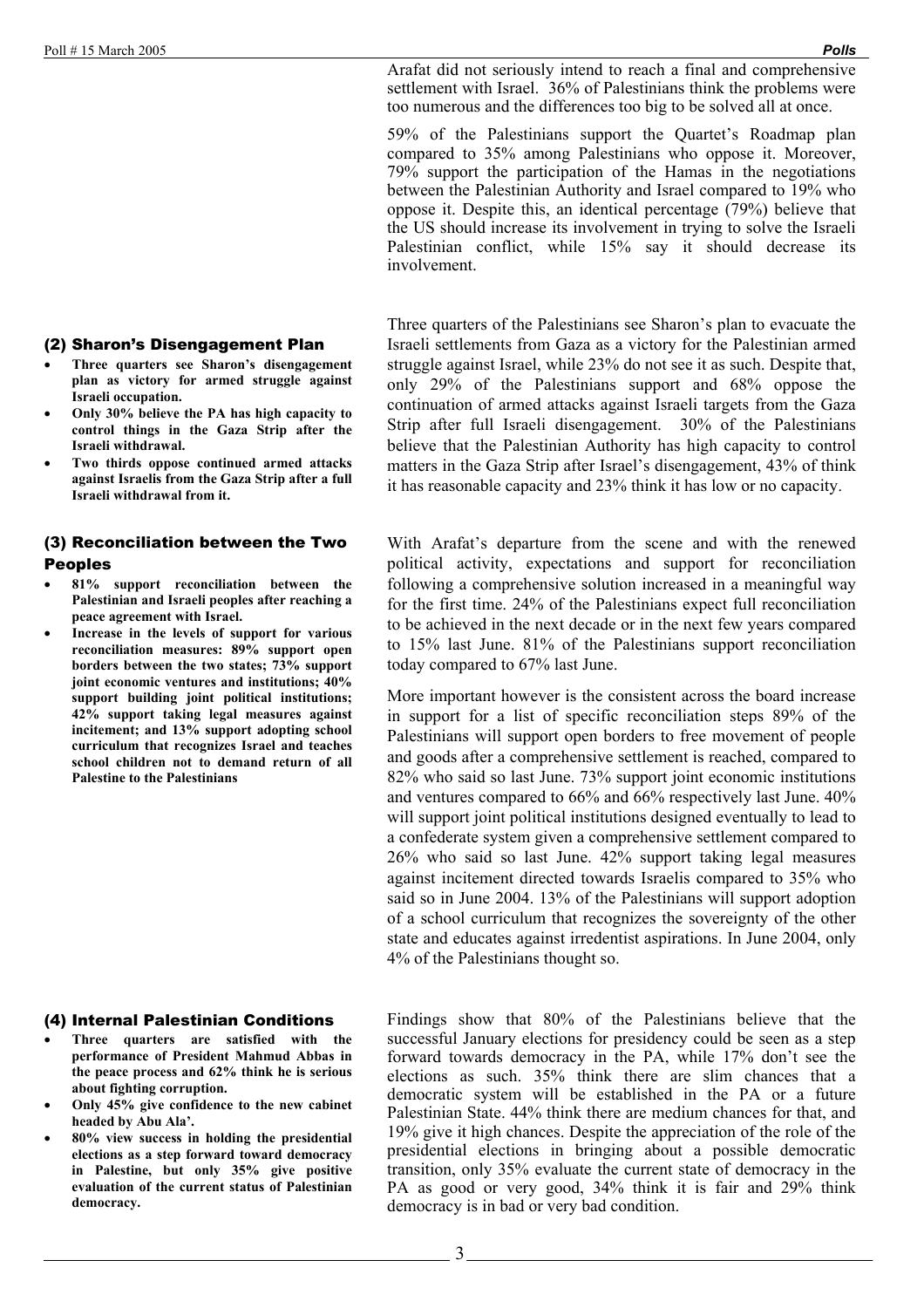Arafat did not seriously intend to reach a final and comprehensive settlement with Israel. 36% of Palestinians think the problems were too numerous and the differences too big to be solved all at once.

59% of the Palestinians support the Quartet's Roadmap plan compared to 35% among Palestinians who oppose it. Moreover, 79% support the participation of the Hamas in the negotiations between the Palestinian Authority and Israel compared to 19% who oppose it. Despite this, an identical percentage (79%) believe that the US should increase its involvement in trying to solve the Israeli Palestinian conflict, while 15% say it should decrease its involvement.

## (2) Sharon's Disengagement Plan

- **Three quarters see Sharon's disengagement plan as victory for armed struggle against Israeli occupation.**
- **Only 30% believe the PA has high capacity to control things in the Gaza Strip after the Israeli withdrawal.**
- **Two thirds oppose continued armed attacks against Israelis from the Gaza Strip after a full Israeli withdrawal from it.**

Three quarters of the Palestinians see Sharon's plan to evacuate the Israeli settlements from Gaza as a victory for the Palestinian armed struggle against Israel, while 23% do not see it as such. Despite that, only 29% of the Palestinians support and 68% oppose the continuation of armed attacks against Israeli targets from the Gaza Strip after full Israeli disengagement. 30% of the Palestinians believe that the Palestinian Authority has high capacity to control matters in the Gaza Strip after Israel's disengagement, 43% of think it has reasonable capacity and 23% think it has low or no capacity.

## (3) Reconciliation between the Two Peoples

- **81% support reconciliation between the Palestinian and Israeli peoples after reaching a peace agreement with Israel.**
- **Increase in the levels of support for various reconciliation measures: 89% support open borders between the two states; 73% support joint economic ventures and institutions; 40% support building joint political institutions; 42% support taking legal measures against incitement; and 13% support adopting school curriculum that recognizes Israel and teaches school children not to demand return of all Palestine to the Palestinians**

With Arafat's departure from the scene and with the renewed political activity, expectations and support for reconciliation following a comprehensive solution increased in a meaningful way for the first time. 24% of the Palestinians expect full reconciliation to be achieved in the next decade or in the next few years compared to 15% last June. 81% of the Palestinians support reconciliation today compared to 67% last June.

More important however is the consistent across the board increase in support for a list of specific reconciliation steps 89% of the Palestinians will support open borders to free movement of people and goods after a comprehensive settlement is reached, compared to 82% who said so last June. 73% support joint economic institutions and ventures compared to 66% and 66% respectively last June. 40% will support joint political institutions designed eventually to lead to a confederate system given a comprehensive settlement compared to 26% who said so last June. 42% support taking legal measures against incitement directed towards Israelis compared to 35% who said so in June 2004. 13% of the Palestinians will support adoption of a school curriculum that recognizes the sovereignty of the other state and educates against irredentist aspirations. In June 2004, only 4% of the Palestinians thought so.

## (4) Internal Palestinian Conditions

- **Three quarters are satisfied with the performance of President Mahmud Abbas in the peace process and 62% think he is serious about fighting corruption.**
- **Only 45% give confidence to the new cabinet headed by Abu Ala'.**
- **80% view success in holding the presidential elections as a step forward toward democracy in Palestine, but only 35% give positive evaluation of the current status of Palestinian democracy.**

Findings show that 80% of the Palestinians believe that the successful January elections for presidency could be seen as a step forward towards democracy in the PA, while 17% don't see the elections as such. 35% think there are slim chances that a democratic system will be established in the PA or a future Palestinian State. 44% think there are medium chances for that, and 19% give it high chances. Despite the appreciation of the role of the presidential elections in bringing about a possible democratic transition, only 35% evaluate the current state of democracy in the PA as good or very good, 34% think it is fair and 29% think democracy is in bad or very bad condition.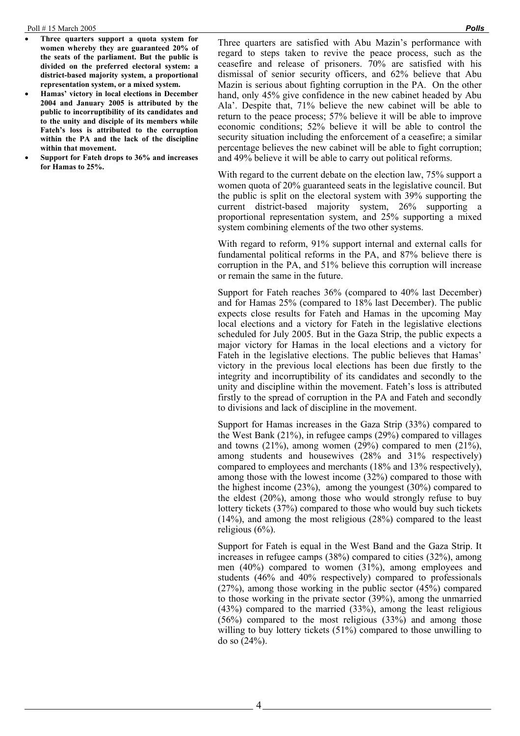- **Three quarters support a quota system for women whereby they are guaranteed 20% of the seats of the parliament. But the public is divided on the preferred electoral system: a district-based majority system, a proportional representation system, or a mixed system.**
- **Hamas' victory in local elections in December 2004 and January 2005 is attributed by the public to incorruptibility of its candidates and to the unity and disciple of its members while Fateh's loss is attributed to the corruption within the PA and the lack of the discipline within that movement.**
- **Support for Fateh drops to 36% and increases for Hamas to 25%.**

Three quarters are satisfied with Abu Mazin's performance with regard to steps taken to revive the peace process, such as the ceasefire and release of prisoners. 70% are satisfied with his dismissal of senior security officers, and 62% believe that Abu Mazin is serious about fighting corruption in the PA. On the other hand, only 45% give confidence in the new cabinet headed by Abu Ala'. Despite that, 71% believe the new cabinet will be able to return to the peace process; 57% believe it will be able to improve economic conditions; 52% believe it will be able to control the security situation including the enforcement of a ceasefire; a similar percentage believes the new cabinet will be able to fight corruption; and 49% believe it will be able to carry out political reforms.

With regard to the current debate on the election law, 75% support a women quota of 20% guaranteed seats in the legislative council. But the public is split on the electoral system with 39% supporting the current district-based majority system, 26% supporting a proportional representation system, and 25% supporting a mixed system combining elements of the two other systems.

With regard to reform, 91% support internal and external calls for fundamental political reforms in the PA, and 87% believe there is corruption in the PA, and 51% believe this corruption will increase or remain the same in the future.

Support for Fateh reaches 36% (compared to 40% last December) and for Hamas 25% (compared to 18% last December). The public expects close results for Fateh and Hamas in the upcoming May local elections and a victory for Fateh in the legislative elections scheduled for July 2005. But in the Gaza Strip, the public expects a major victory for Hamas in the local elections and a victory for Fateh in the legislative elections. The public believes that Hamas' victory in the previous local elections has been due firstly to the integrity and incorruptibility of its candidates and secondly to the unity and discipline within the movement. Fateh's loss is attributed firstly to the spread of corruption in the PA and Fateh and secondly to divisions and lack of discipline in the movement.

Support for Hamas increases in the Gaza Strip (33%) compared to the West Bank (21%), in refugee camps (29%) compared to villages and towns (21%), among women (29%) compared to men (21%), among students and housewives (28% and 31% respectively) compared to employees and merchants (18% and 13% respectively), among those with the lowest income (32%) compared to those with the highest income (23%), among the youngest (30%) compared to the eldest (20%), among those who would strongly refuse to buy lottery tickets (37%) compared to those who would buy such tickets (14%), and among the most religious (28%) compared to the least religious (6%).

Support for Fateh is equal in the West Band and the Gaza Strip. It increases in refugee camps (38%) compared to cities (32%), among men (40%) compared to women (31%), among employees and students (46% and 40% respectively) compared to professionals (27%), among those working in the public sector (45%) compared to those working in the private sector (39%), among the unmarried (43%) compared to the married (33%), among the least religious (56%) compared to the most religious (33%) and among those willing to buy lottery tickets (51%) compared to those unwilling to do so (24%).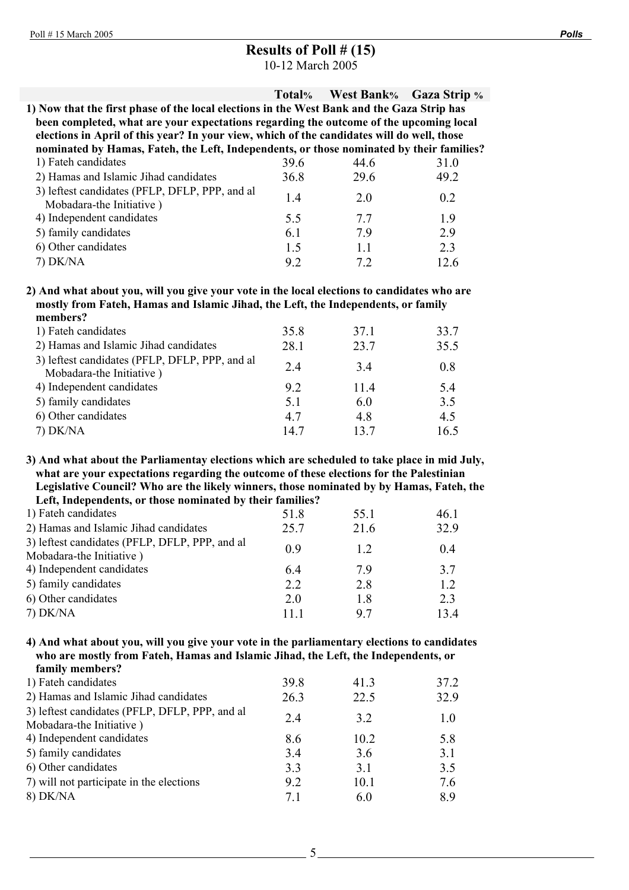# Results of Poll # (15)

10-12 March 2005

| | Total% | West Bank% | Gaza Strip % |
|---|---|---|---|
| **1) Now that the first phase of the local elections in the West Bank and the Gaza Strip has been completed, what are your expectations regarding the outcome of the upcoming local elections in April of this year? In your view, which of the candidates will do well, those nominated by Hamas, Fateh, the Left, Independents, or those nominated by their families?** | | | |
| 1) Fateh candidates | 39.6 | 44.6 | 31.0 |
| 2) Hamas and Islamic Jihad candidates | 36.8 | 29.6 | 49.2 |
| 3) leftest candidates (PFLP, DFLP, PPP, and al Mobadara-the Initiative ) | 1.4 | 2.0 | 0.2 |
| 4) Independent candidates | 5.5 | 7.7 | 1.9 |
| 5) family candidates | 6.1 | 7.9 | 2.9 |
| 6) Other candidates | 1.5 | 1.1 | 2.3 |
| 7) DK/NA | 9.2 | 7.2 | 12.6 |
| **2) And what about you, will you give your vote in the local elections to candidates who are mostly from Fateh, Hamas and Islamic Jihad, the Left, the Independents, or family members?** | | | |
| 1) Fateh candidates | 35.8 | 37.1 | 33.7 |
| 2) Hamas and Islamic Jihad candidates | 28.1 | 23.7 | 35.5 |
| 3) leftest candidates (PFLP, DFLP, PPP, and al Mobadara-the Initiative ) | 2.4 | 3.4 | 0.8 |
| 4) Independent candidates | 9.2 | 11.4 | 5.4 |
| 5) family candidates | 5.1 | 6.0 | 3.5 |
| 6) Other candidates | 4.7 | 4.8 | 4.5 |
| 7) DK/NA | 14.7 | 13.7 | 16.5 |
| **3) And what about the Parliamentay elections which are scheduled to take place in mid July, what are your expectations regarding the outcome of these elections for the Palestinian Legislative Council? Who are the likely winners, those nominated by by Hamas, Fateh, the Left, Independents, or those nominated by their families?** | | | |
| 1) Fateh candidates | 51.8 | 55.1 | 46.1 |
| 2) Hamas and Islamic Jihad candidates | 25.7 | 21.6 | 32.9 |
| 3) leftest candidates (PFLP, DFLP, PPP, and al Mobadara-the Initiative ) | 0.9 | 1.2 | 0.4 |
| 4) Independent candidates | 6.4 | 7.9 | 3.7 |
| 5) family candidates | 2.2 | 2.8 | 1.2 |
| 6) Other candidates | 2.0 | 1.8 | 2.3 |
| 7) DK/NA | 11.1 | 9.7 | 13.4 |
| **4) And what about you, will you give your vote in the parliamentary elections to candidates who are mostly from Fateh, Hamas and Islamic Jihad, the Left, the Independents, or family members?** | | | |
| 1) Fateh candidates | 39.8 | 41.3 | 37.2 |
| 2) Hamas and Islamic Jihad candidates | 26.3 | 22.5 | 32.9 |
| 3) leftest candidates (PFLP, DFLP, PPP, and al Mobadara-the Initiative ) | 2.4 | 3.2 | 1.0 |
| 4) Independent candidates | 8.6 | 10.2 | 5.8 |
| 5) family candidates | 3.4 | 3.6 | 3.1 |
| 6) Other candidates | 3.3 | 3.1 | 3.5 |
| 7) will not participate in the elections | 9.2 | 10.1 | 7.6 |
| 8) DK/NA | 7.1 | 6.0 | 8.9 |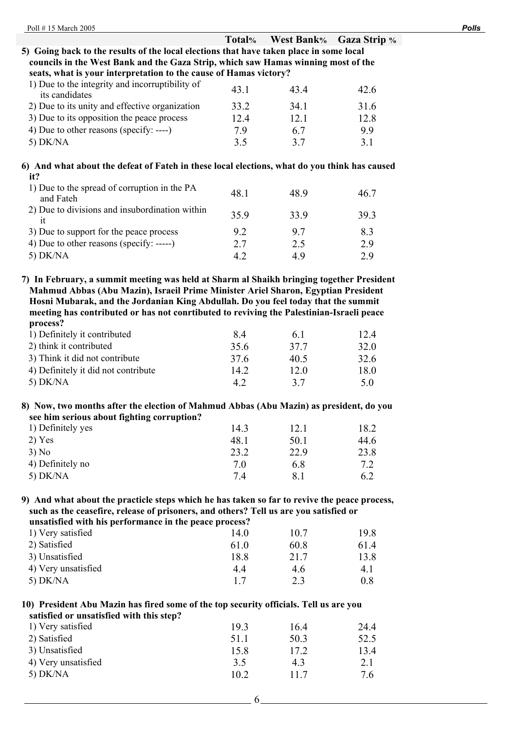| | Total% | West Bank% | Gaza Strip % |
|---|---|---|---|
| **5) Going back to the results of the local elections that have taken place in some local councils in the West Bank and the Gaza Strip, which saw Hamas winning most of the seats, what is your interpretation to the cause of Hamas victory?** | | | |
| 1) Due to the integrity and incorruptibility of its candidates | 43.1 | 43.4 | 42.6 |
| 2) Due to its unity and effective organization | 33.2 | 34.1 | 31.6 |
| 3) Due to its opposition the peace process | 12.4 | 12.1 | 12.8 |
| 4) Due to other reasons (specify: ----) | 7.9 | 6.7 | 9.9 |
| 5) DK/NA | 3.5 | 3.7 | 3.1 |
| **6) And what about the defeat of Fateh in these local elections, what do you think has caused it?** | | | |
| 1) Due to the spread of corruption in the PA and Fateh | 48.1 | 48.9 | 46.7 |
| 2) Due to divisions and insubordination within it | 35.9 | 33.9 | 39.3 |
| 3) Due to support for the peace process | 9.2 | 9.7 | 8.3 |
| 4) Due to other reasons (specify: -----) | 2.7 | 2.5 | 2.9 |
| 5) DK/NA | 4.2 | 4.9 | 2.9 |
| **7) In February, a summit meeting was held at Sharm al Shaikh bringing together President Mahmud Abbas (Abu Mazin), Israeil Prime Minister Ariel Sharon, Egyptian President Hosni Mubarak, and the Jordanian King Abdullah. Do you feel today that the summit meeting has contributed or has not conrtibuted to reviving the Palestinian-Israeli peace process?** | | | |
| 1) Definitely it contributed | 8.4 | 6.1 | 12.4 |
| 2) think it contributed | 35.6 | 37.7 | 32.0 |
| 3) Think it did not contribute | 37.6 | 40.5 | 32.6 |
| 4) Definitely it did not contribute | 14.2 | 12.0 | 18.0 |
| 5) DK/NA | 4.2 | 3.7 | 5.0 |
| **8) Now, two months after the election of Mahmud Abbas (Abu Mazin) as president, do you see him serious about fighting corruption?** | | | |
| 1) Definitely yes | 14.3 | 12.1 | 18.2 |
| 2) Yes | 48.1 | 50.1 | 44.6 |
| 3) No | 23.2 | 22.9 | 23.8 |
| 4) Definitely no | 7.0 | 6.8 | 7.2 |
| 5) DK/NA | 7.4 | 8.1 | 6.2 |
| **9) And what about the practicle steps which he has taken so far to revive the peace process, such as the ceasefire, release of prisoners, and others? Tell us are you satisfied or unsatified with his performance in the peace process?** | | | |
| 1) Very satisfied | 14.0 | 10.7 | 19.8 |
| 2) Satisfied | 61.0 | 60.8 | 61.4 |
| 3) Unsatisfied | 18.8 | 21.7 | 13.8 |
| 4) Very unsatisfied | 4.4 | 4.6 | 4.1 |
| 5) DK/NA | 1.7 | 2.3 | 0.8 |
| **10) President Abu Mazin has fired some of the top security officials. Tell us are you satisfied or unsatisfied with this step?** | | | |
| 1) Very satisfied | 19.3 | 16.4 | 24.4 |
| 2) Satisfied | 51.1 | 50.3 | 52.5 |
| 3) Unsatisfied | 15.8 | 17.2 | 13.4 |
| 4) Very unsatisfied | 3.5 | 4.3 | 2.1 |
| 5) DK/NA | 10.2 | 11.7 | 7.6 |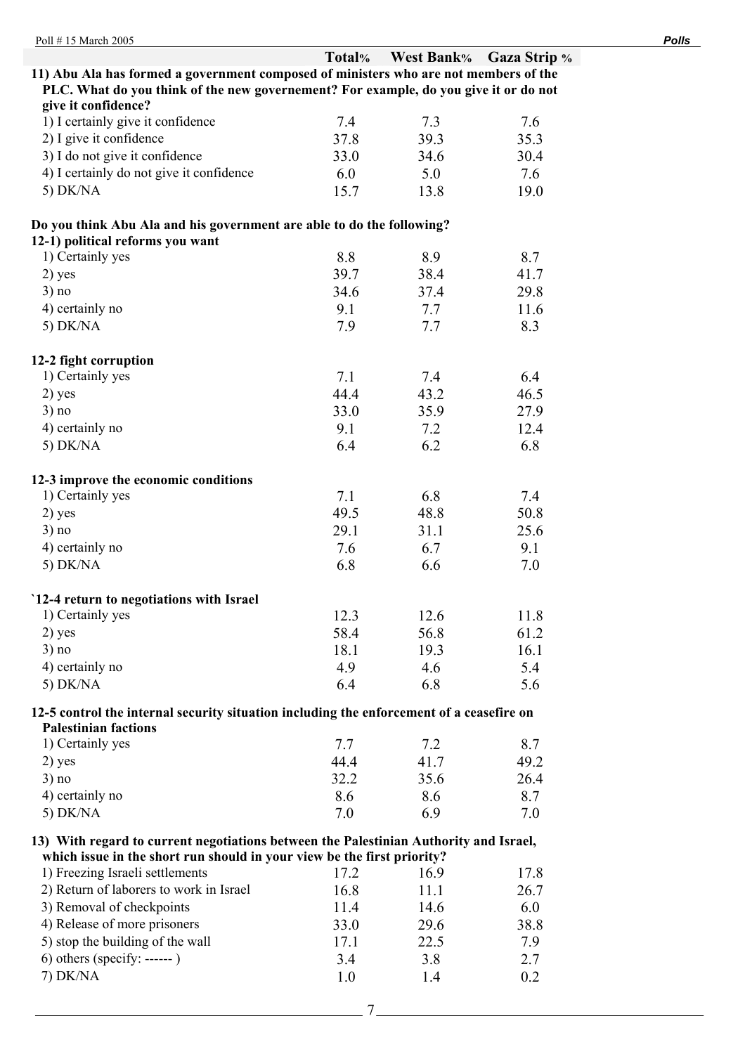| | Total% | West Bank% | Gaza Strip % |
|---|---|---|---|
| **11) Abu Ala has formed a government composed of ministers who are not members of the PLC. What do you think of the new governement? For example, do you give it or do not give it confidence?** | | | |
| 1) I certainly give it confidence | 7.4 | 7.3 | 7.6 |
| 2) I give it confidence | 37.8 | 39.3 | 35.3 |
| 3) I do not give it confidence | 33.0 | 34.6 | 30.4 |
| 4) I certainly do not give it confidence | 6.0 | 5.0 | 7.6 |
| 5) DK/NA | 15.7 | 13.8 | 19.0 |

**Do you think Abu Ala and his government are able to do the following?**

| | Total% | West Bank% | Gaza Strip % |
|---|---|---|---|
| **12-1) political reforms you want** | | | |
| 1) Certainly yes | 8.8 | 8.9 | 8.7 |
| 2) yes | 39.7 | 38.4 | 41.7 |
| 3) no | 34.6 | 37.4 | 29.8 |
| 4) certainly no | 9.1 | 7.7 | 11.6 |
| 5) DK/NA | 7.9 | 7.7 | 8.3 |
| **12-2 fight corruption** | | | |
| 1) Certainly yes | 7.1 | 7.4 | 6.4 |
| 2) yes | 44.4 | 43.2 | 46.5 |
| 3) no | 33.0 | 35.9 | 27.9 |
| 4) certainly no | 9.1 | 7.2 | 12.4 |
| 5) DK/NA | 6.4 | 6.2 | 6.8 |
| **12-3 improve the economic conditions** | | | |
| 1) Certainly yes | 7.1 | 6.8 | 7.4 |
| 2) yes | 49.5 | 48.8 | 50.8 |
| 3) no | 29.1 | 31.1 | 25.6 |
| 4) certainly no | 7.6 | 6.7 | 9.1 |
| 5) DK/NA | 6.8 | 6.6 | 7.0 |
| **`12-4 return to negotiations with Israel** | | | |
| 1) Certainly yes | 12.3 | 12.6 | 11.8 |
| 2) yes | 58.4 | 56.8 | 61.2 |
| 3) no | 18.1 | 19.3 | 16.1 |
| 4) certainly no | 4.9 | 4.6 | 5.4 |
| 5) DK/NA | 6.4 | 6.8 | 5.6 |
| **12-5 control the internal security situation including the enforcement of a ceasefire on Palestinian factions** | | | |
| 1) Certainly yes | 7.7 | 7.2 | 8.7 |
| 2) yes | 44.4 | 41.7 | 49.2 |
| 3) no | 32.2 | 35.6 | 26.4 |
| 4) certainly no | 8.6 | 8.6 | 8.7 |
| 5) DK/NA | 7.0 | 6.9 | 7.0 |

| | Total% | West Bank% | Gaza Strip % |
|---|---|---|---|
| **13) With regard to current negotiations between the Palestinian Authority and Israel, which issue in the short run should in your view be the first priority?** | | | |
| 1) Freezing Israeli settlements | 17.2 | 16.9 | 17.8 |
| 2) Return of laborers to work in Israel | 16.8 | 11.1 | 26.7 |
| 3) Removal of checkpoints | 11.4 | 14.6 | 6.0 |
| 4) Release of more prisoners | 33.0 | 29.6 | 38.8 |
| 5) stop the building of the wall | 17.1 | 22.5 | 7.9 |
| 6) others (specify: ------ ) | 3.4 | 3.8 | 2.7 |
| 7) DK/NA | 1.0 | 1.4 | 0.2 |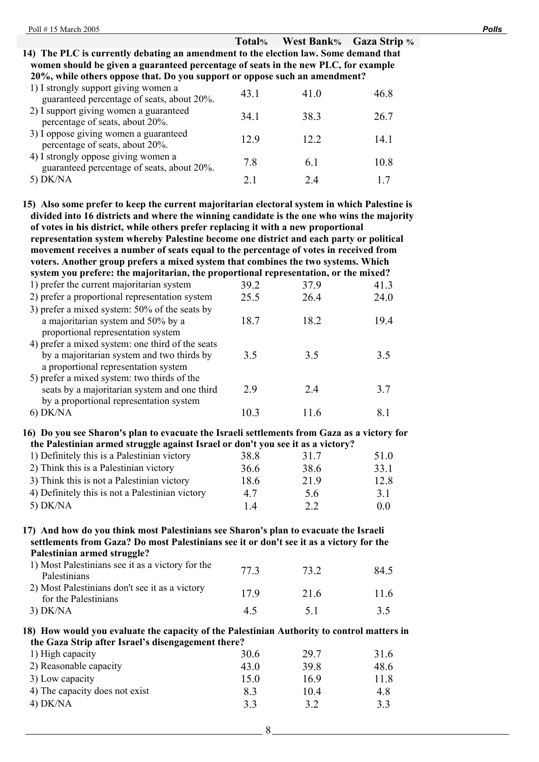| | Total% | West Bank% | Gaza Strip % |
|---|---|---|---|
| **14) The PLC is currently debating an amendment to the election law. Some demand that women should be given a guaranteed percentage of seats in the new PLC, for example 20%, while others oppose that. Do you support or oppose such an amendment?** | | | |
| 1) I strongly support giving women a guaranteed percentage of seats, about 20%. | 43.1 | 41.0 | 46.8 |
| 2) I support giving women a guaranteed percentage of seats, about 20%. | 34.1 | 38.3 | 26.7 |
| 3) I oppose giving women a guaranteed percentage of seats, about 20%. | 12.9 | 12.2 | 14.1 |
| 4) I strongly oppose giving women a guaranteed percentage of seats, about 20%. | 7.8 | 6.1 | 10.8 |
| 5) DK/NA | 2.1 | 2.4 | 1.7 |
| **15) Also some prefer to keep the current majoritarian electoral system in which Palestine is divided into 16 districts and where the winning candidate is the one who wins the majority of votes in his district, while others prefer replacing it with a new proportional representation system whereby Palestine become one district and each party or political movement receives a number of seats equal to the percentage of votes in received from voters. Another group prefers a mixed system that combines the two systems. Which system you prefere: the majoritarian, the proportional representation, or the mixed?** | | | |
| 1) prefer the current majoritarian system | 39.2 | 37.9 | 41.3 |
| 2) prefer a proportional representation system | 25.5 | 26.4 | 24.0 |
| 3) prefer a mixed system: 50% of the seats by a majoritarian system and 50% by a proportional representation system | 18.7 | 18.2 | 19.4 |
| 4) prefer a mixed system: one third of the seats by a majoritarian system and two thirds by a proportional representation system | 3.5 | 3.5 | 3.5 |
| 5) prefer a mixed system: two thirds of the seats by a majoritarian system and one third by a proportional representation system | 2.9 | 2.4 | 3.7 |
| 6) DK/NA | 10.3 | 11.6 | 8.1 |
| **16) Do you see Sharon's plan to evacuate the Israeli settlements from Gaza as a victory for the Palestinian armed struggle against Israel or don't you see it as a victory?** | | | |
| 1) Definitely this is a Palestinian victory | 38.8 | 31.7 | 51.0 |
| 2) Think this is a Palestinian victory | 36.6 | 38.6 | 33.1 |
| 3) Think this is not a Palestinian victory | 18.6 | 21.9 | 12.8 |
| 4) Definitely this is not a Palestinian victory | 4.7 | 5.6 | 3.1 |
| 5) DK/NA | 1.4 | 2.2 | 0.0 |
| **17) And how do you think most Palestinians see Sharon's plan to evacuate the Israeli settlements from Gaza? Do most Palestinians see it or don't see it as a victory for the Palestinian armed struggle?** | | | |
| 1) Most Palestinians see it as a victory for the Palestinians | 77.3 | 73.2 | 84.5 |
| 2) Most Palestinians don't see it as a victory for the Palestinians | 17.9 | 21.6 | 11.6 |
| 3) DK/NA | 4.5 | 5.1 | 3.5 |
| **18) How would you evaluate the capacity of the Palestinian Authority to control matters in the Gaza Strip after Israel's disengagement there?** | | | |
| 1) High capacity | 30.6 | 29.7 | 31.6 |
| 2) Reasonable capacity | 43.0 | 39.8 | 48.6 |
| 3) Low capacity | 15.0 | 16.9 | 11.8 |
| 4) The capacity does not exist | 8.3 | 10.4 | 4.8 |
| 4) DK/NA | 3.3 | 3.2 | 3.3 |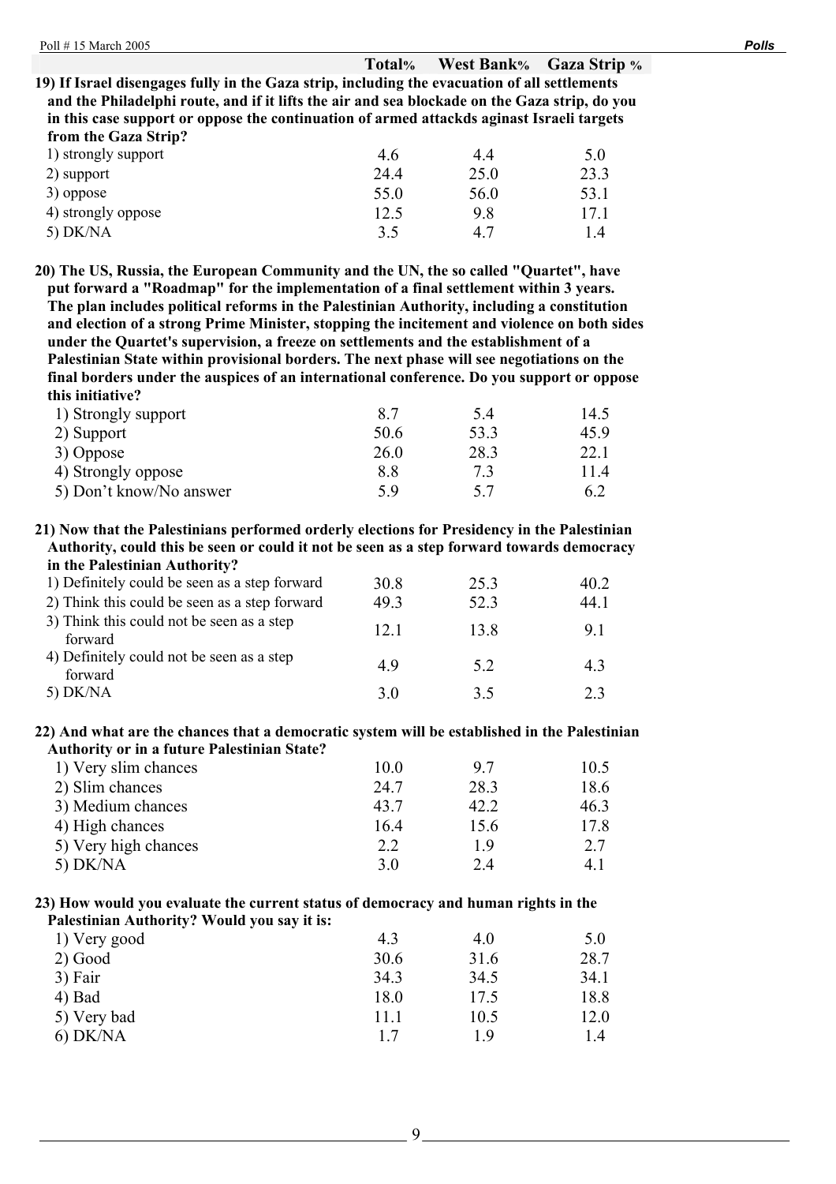| | Total% | West Bank% | Gaza Strip % |
|---|---|---|---|
| **19) If Israel disengages fully in the Gaza strip, including the evacuation of all settlements and the Philadelphi route, and if it lifts the air and sea blockade on the Gaza strip, do you in this case support or oppose the continuation of armed attackds aginast Israeli targets from the Gaza Strip?** | | | |
| 1) strongly support | 4.6 | 4.4 | 5.0 |
| 2) support | 24.4 | 25.0 | 23.3 |
| 3) oppose | 55.0 | 56.0 | 53.1 |
| 4) strongly oppose | 12.5 | 9.8 | 17.1 |
| 5) DK/NA | 3.5 | 4.7 | 1.4 |
| **20) The US, Russia, the European Community and the UN, the so called "Quartet", have put forward a "Roadmap" for the implementation of a final settlement within 3 years. The plan includes political reforms in the Palestinian Authority, including a constitution and election of a strong Prime Minister, stopping the incitement and violence on both sides under the Quartet's supervision, a freeze on settlements and the establishment of a Palestinian State within provisional borders. The next phase will see negotiations on the final borders under the auspices of an international conference. Do you support or oppose this initiative?** | | | |
| 1) Strongly support | 8.7 | 5.4 | 14.5 |
| 2) Support | 50.6 | 53.3 | 45.9 |
| 3) Oppose | 26.0 | 28.3 | 22.1 |
| 4) Strongly oppose | 8.8 | 7.3 | 11.4 |
| 5) Don't know/No answer | 5.9 | 5.7 | 6.2 |
| **21) Now that the Palestinians performed orderly elections for Presidency in the Palestinian Authority, could this be seen or could it not be seen as a step forward towards democracy in the Palestinian Authority?** | | | |
| 1) Definitely could be seen as a step forward | 30.8 | 25.3 | 40.2 |
| 2) Think this could be seen as a step forward | 49.3 | 52.3 | 44.1 |
| 3) Think this could not be seen as a step forward | 12.1 | 13.8 | 9.1 |
| 4) Definitely could not be seen as a step forward | 4.9 | 5.2 | 4.3 |
| 5) DK/NA | 3.0 | 3.5 | 2.3 |
| **22) And what are the chances that a democratic system will be established in the Palestinian Authority or in a future Palestinian State?** | | | |
| 1) Very slim chances | 10.0 | 9.7 | 10.5 |
| 2) Slim chances | 24.7 | 28.3 | 18.6 |
| 3) Medium chances | 43.7 | 42.2 | 46.3 |
| 4) High chances | 16.4 | 15.6 | 17.8 |
| 5) Very high chances | 2.2 | 1.9 | 2.7 |
| 5) DK/NA | 3.0 | 2.4 | 4.1 |
| **23) How would you evaluate the current status of democracy and human rights in the Palestinian Authority? Would you say it is:** | | | |
| 1) Very good | 4.3 | 4.0 | 5.0 |
| 2) Good | 30.6 | 31.6 | 28.7 |
| 3) Fair | 34.3 | 34.5 | 34.1 |
| 4) Bad | 18.0 | 17.5 | 18.8 |
| 5) Very bad | 11.1 | 10.5 | 12.0 |
| 6) DK/NA | 1.7 | 1.9 | 1.4 |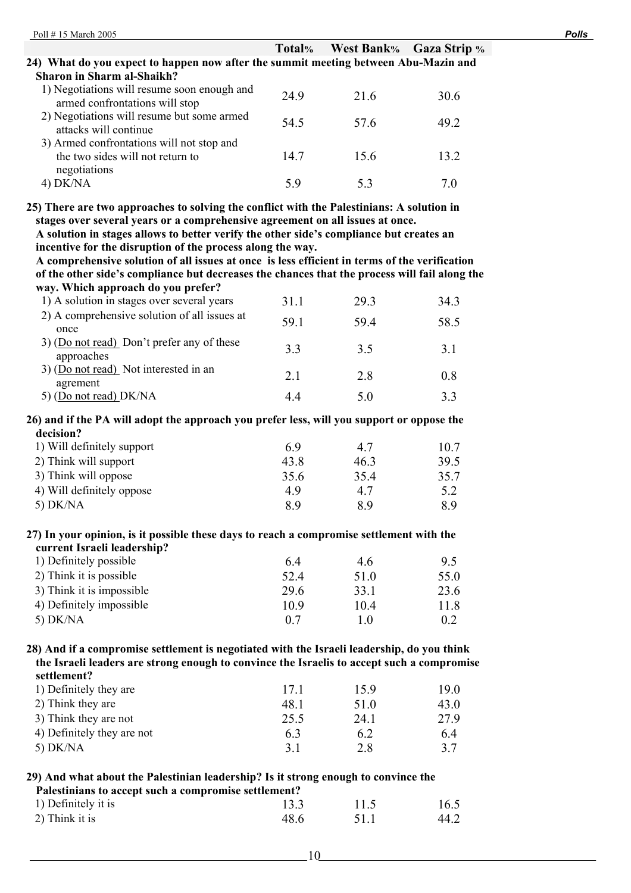| | Total% | West Bank% | Gaza Strip % |
|---|---|---|---|
| **24) What do you expect to happen now after the summit meeting between Abu-Mazin and Sharon in Sharm al-Shaikh?** | | | |
| 1) Negotiations will resume soon enough and armed confrontations will stop | 24.9 | 21.6 | 30.6 |
| 2) Negotiations will resume but some armed attacks will continue | 54.5 | 57.6 | 49.2 |
| 3) Armed confrontations will not stop and the two sides will not return to negotiations | 14.7 | 15.6 | 13.2 |
| 4) DK/NA | 5.9 | 5.3 | 7.0 |
| **25) There are two approaches to solving the conflict with the Palestinians: A solution in stages over several years or a comprehensive agreement on all issues at once. A solution in stages allows to better verify the other side's compliance but creates an incentive for the disruption of the process along the way. A comprehensive solution of all issues at once is less efficient in terms of the verification of the other side's compliance but decreases the chances that the process will fail along the way. Which approach do you prefer?** | | | |
| 1) A solution in stages over several years | 31.1 | 29.3 | 34.3 |
| 2) A comprehensive solution of all issues at once | 59.1 | 59.4 | 58.5 |
| 3) (Do not read) Don't prefer any of these approaches | 3.3 | 3.5 | 3.1 |
| 3) (Do not read) Not interested in an agrement | 2.1 | 2.8 | 0.8 |
| 5) (Do not read) DK/NA | 4.4 | 5.0 | 3.3 |
| **26) and if the PA will adopt the approach you prefer less, will you support or oppose the decision?** | | | |
| 1) Will definitely support | 6.9 | 4.7 | 10.7 |
| 2) Think will support | 43.8 | 46.3 | 39.5 |
| 3) Think will oppose | 35.6 | 35.4 | 35.7 |
| 4) Will definitely oppose | 4.9 | 4.7 | 5.2 |
| 5) DK/NA | 8.9 | 8.9 | 8.9 |
| **27) In your opinion, is it possible these days to reach a compromise settlement with the current Israeli leadership?** | | | |
| 1) Definitely possible | 6.4 | 4.6 | 9.5 |
| 2) Think it is possible | 52.4 | 51.0 | 55.0 |
| 3) Think it is impossible | 29.6 | 33.1 | 23.6 |
| 4) Definitely impossible | 10.9 | 10.4 | 11.8 |
| 5) DK/NA | 0.7 | 1.0 | 0.2 |
| **28) And if a compromise settlement is negotiated with the Israeli leadership, do you think the Israeli leaders are strong enough to convince the Israelis to accept such a compromise settlement?** | | | |
| 1) Definitely they are | 17.1 | 15.9 | 19.0 |
| 2) Think they are | 48.1 | 51.0 | 43.0 |
| 3) Think they are not | 25.5 | 24.1 | 27.9 |
| 4) Definitely they are not | 6.3 | 6.2 | 6.4 |
| 5) DK/NA | 3.1 | 2.8 | 3.7 |
| **29) And what about the Palestinian leadership? Is it strong enough to convince the Palestinians to accept such a compromise settlement?** | | | |
| 1) Definitely it is | 13.3 | 11.5 | 16.5 |
| 2) Think it is | 48.6 | 51.1 | 44.2 |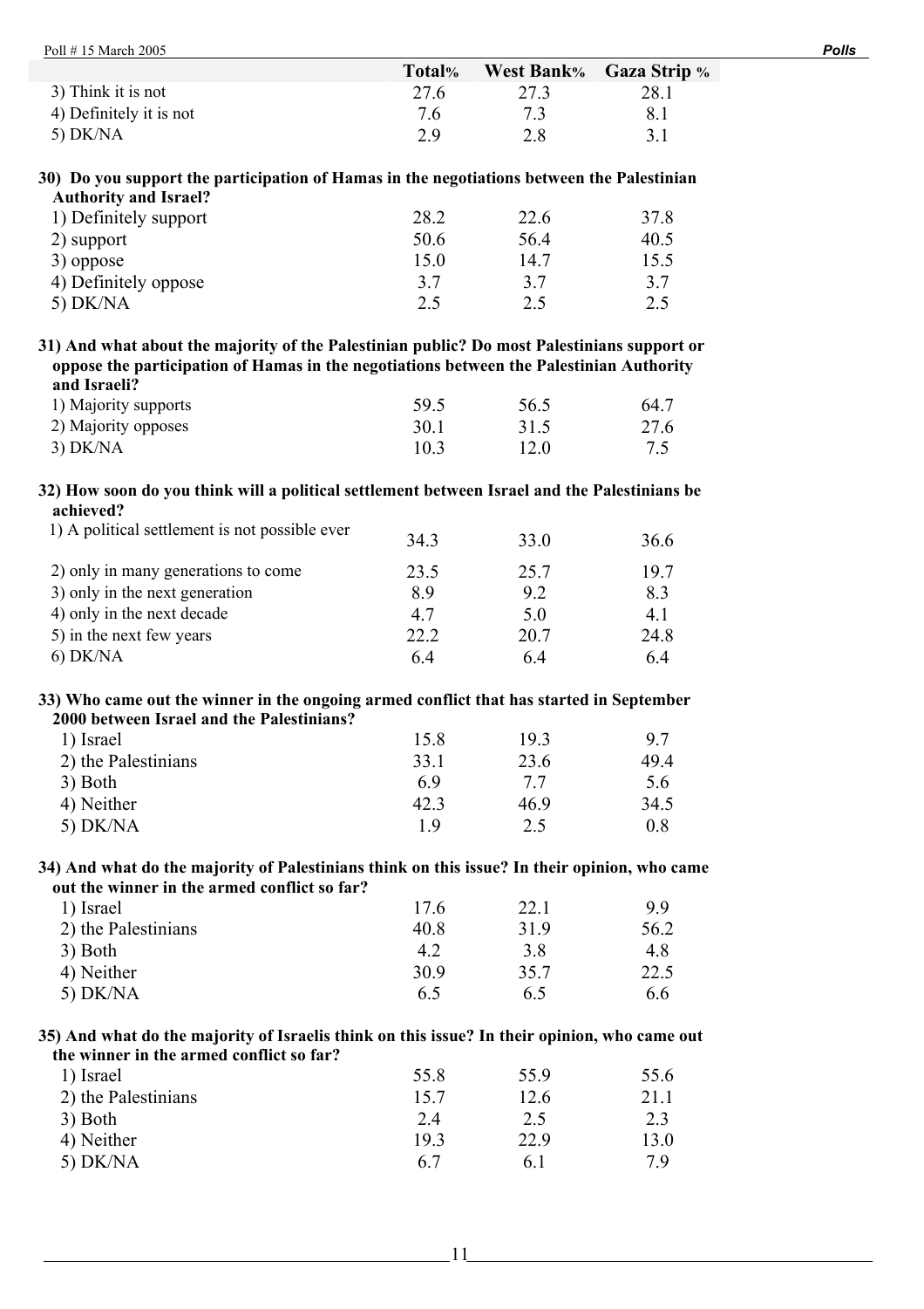| | Total% | West Bank% | Gaza Strip % |
|---|---|---|---|
| 3) Think it is not | 27.6 | 27.3 | 28.1 |
| 4) Definitely it is not | 7.6 | 7.3 | 8.1 |
| 5) DK/NA | 2.9 | 2.8 | 3.1 |

**30) Do you support the participation of Hamas in the negotiations between the Palestinian Authority and Israel?**

| | Total% | West Bank% | Gaza Strip % |
|---|---|---|---|
| 1) Definitely support | 28.2 | 22.6 | 37.8 |
| 2) support | 50.6 | 56.4 | 40.5 |
| 3) oppose | 15.0 | 14.7 | 15.5 |
| 4) Definitely oppose | 3.7 | 3.7 | 3.7 |
| 5) DK/NA | 2.5 | 2.5 | 2.5 |

**31) And what about the majority of the Palestinian public? Do most Palestinians support or oppose the participation of Hamas in the negotiations between the Palestinian Authority and Israeli?**

| | Total% | West Bank% | Gaza Strip % |
|---|---|---|---|
| 1) Majority supports | 59.5 | 56.5 | 64.7 |
| 2) Majority opposes | 30.1 | 31.5 | 27.6 |
| 3) DK/NA | 10.3 | 12.0 | 7.5 |

**32) How soon do you think will a political settlement between Israel and the Palestinians be achieved?**

| | Total% | West Bank% | Gaza Strip % |
|---|---|---|---|
| 1) A political settlement is not possible ever | 34.3 | 33.0 | 36.6 |
| 2) only in many generations to come | 23.5 | 25.7 | 19.7 |
| 3) only in the next generation | 8.9 | 9.2 | 8.3 |
| 4) only in the next decade | 4.7 | 5.0 | 4.1 |
| 5) in the next few years | 22.2 | 20.7 | 24.8 |
| 6) DK/NA | 6.4 | 6.4 | 6.4 |

**33) Who came out the winner in the ongoing armed conflict that has started in September 2000 between Israel and the Palestinians?**

| | Total% | West Bank% | Gaza Strip % |
|---|---|---|---|
| 1) Israel | 15.8 | 19.3 | 9.7 |
| 2) the Palestinians | 33.1 | 23.6 | 49.4 |
| 3) Both | 6.9 | 7.7 | 5.6 |
| 4) Neither | 42.3 | 46.9 | 34.5 |
| 5) DK/NA | 1.9 | 2.5 | 0.8 |

**34) And what do the majority of Palestinians think on this issue? In their opinion, who came out the winner in the armed conflict so far?**

| | Total% | West Bank% | Gaza Strip % |
|---|---|---|---|
| 1) Israel | 17.6 | 22.1 | 9.9 |
| 2) the Palestinians | 40.8 | 31.9 | 56.2 |
| 3) Both | 4.2 | 3.8 | 4.8 |
| 4) Neither | 30.9 | 35.7 | 22.5 |
| 5) DK/NA | 6.5 | 6.5 | 6.6 |

**35) And what do the majority of Israelis think on this issue? In their opinion, who came out the winner in the armed conflict so far?**

| | Total% | West Bank% | Gaza Strip % |
|---|---|---|---|
| 1) Israel | 55.8 | 55.9 | 55.6 |
| 2) the Palestinians | 15.7 | 12.6 | 21.1 |
| 3) Both | 2.4 | 2.5 | 2.3 |
| 4) Neither | 19.3 | 22.9 | 13.0 |
| 5) DK/NA | 6.7 | 6.1 | 7.9 |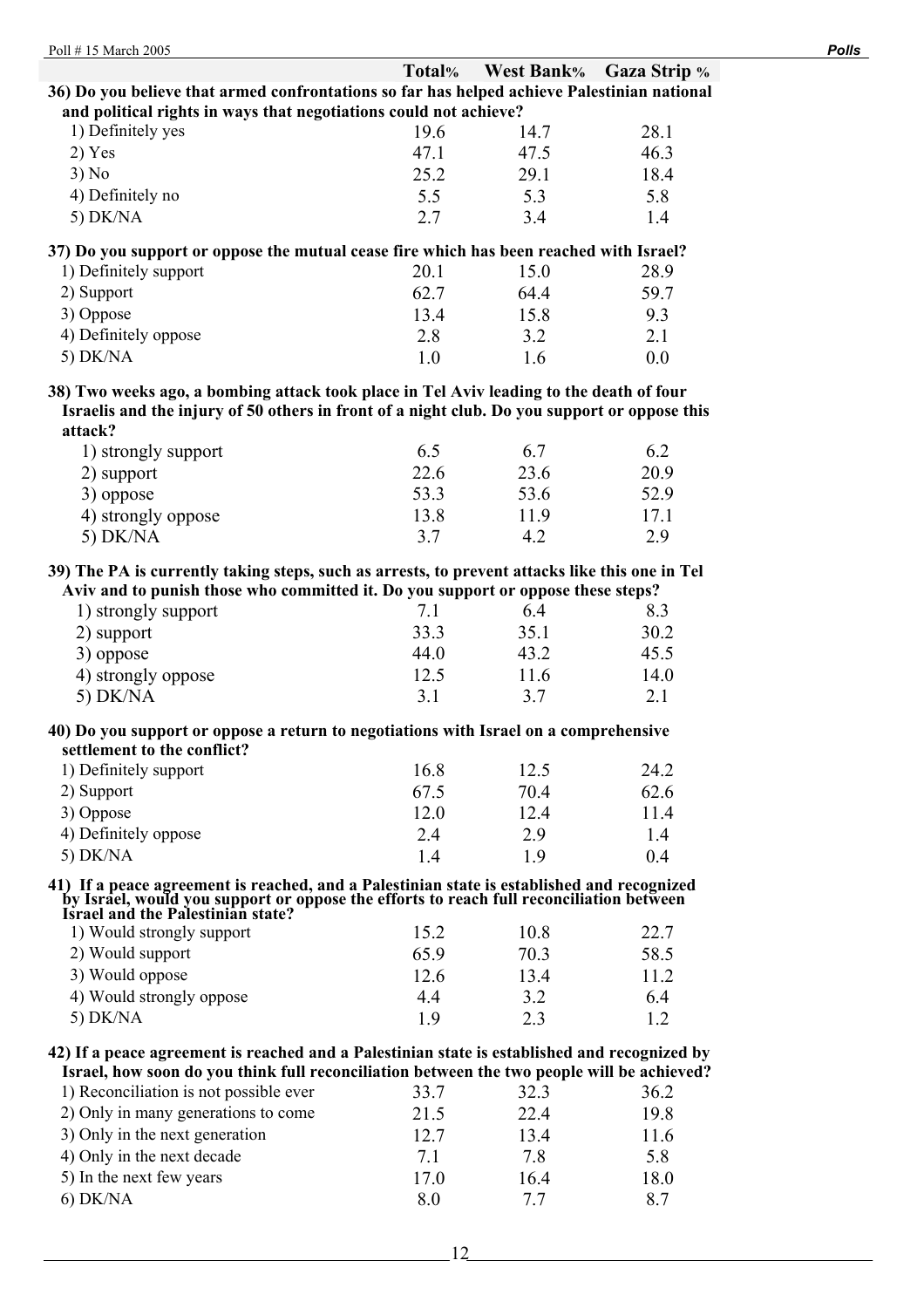| | Total% | West Bank% | Gaza Strip % |
|---|---|---|---|
| **36) Do you believe that armed confrontations so far has helped achieve Palestinian national and political rights in ways that negotiations could not achieve?** | | | |
| 1) Definitely yes | 19.6 | 14.7 | 28.1 |
| 2) Yes | 47.1 | 47.5 | 46.3 |
| 3) No | 25.2 | 29.1 | 18.4 |
| 4) Definitely no | 5.5 | 5.3 | 5.8 |
| 5) DK/NA | 2.7 | 3.4 | 1.4 |
| **37) Do you support or oppose the mutual cease fire which has been reached with Israel?** | | | |
| 1) Definitely support | 20.1 | 15.0 | 28.9 |
| 2) Support | 62.7 | 64.4 | 59.7 |
| 3) Oppose | 13.4 | 15.8 | 9.3 |
| 4) Definitely oppose | 2.8 | 3.2 | 2.1 |
| 5) DK/NA | 1.0 | 1.6 | 0.0 |
| **38) Two weeks ago, a bombing attack took place in Tel Aviv leading to the death of four Israelis and the injury of 50 others in front of a night club. Do you support or oppose this attack?** | | | |
| 1) strongly support | 6.5 | 6.7 | 6.2 |
| 2) support | 22.6 | 23.6 | 20.9 |
| 3) oppose | 53.3 | 53.6 | 52.9 |
| 4) strongly oppose | 13.8 | 11.9 | 17.1 |
| 5) DK/NA | 3.7 | 4.2 | 2.9 |
| **39) The PA is currently taking steps, such as arrests, to prevent attacks like this one in Tel Aviv and to punish those who committed it. Do you support or oppose these steps?** | | | |
| 1) strongly support | 7.1 | 6.4 | 8.3 |
| 2) support | 33.3 | 35.1 | 30.2 |
| 3) oppose | 44.0 | 43.2 | 45.5 |
| 4) strongly oppose | 12.5 | 11.6 | 14.0 |
| 5) DK/NA | 3.1 | 3.7 | 2.1 |
| **40) Do you support or oppose a return to negotiations with Israel on a comprehensive settlement to the conflict?** | | | |
| 1) Definitely support | 16.8 | 12.5 | 24.2 |
| 2) Support | 67.5 | 70.4 | 62.6 |
| 3) Oppose | 12.0 | 12.4 | 11.4 |
| 4) Definitely oppose | 2.4 | 2.9 | 1.4 |
| 5) DK/NA | 1.4 | 1.9 | 0.4 |
| **41) If a peace agreement is reached, and a Palestinian state is established and recognized by Israel, would you support or oppose the efforts to reach full reconciliation between Israel and the Palestinian state?** | | | |
| 1) Would strongly support | 15.2 | 10.8 | 22.7 |
| 2) Would support | 65.9 | 70.3 | 58.5 |
| 3) Would oppose | 12.6 | 13.4 | 11.2 |
| 4) Would strongly oppose | 4.4 | 3.2 | 6.4 |
| 5) DK/NA | 1.9 | 2.3 | 1.2 |
| **42) If a peace agreement is reached and a Palestinian state is established and recognized by Israel, how soon do you think full reconciliation between the two people will be achieved?** | | | |
| 1) Reconciliation is not possible ever | 33.7 | 32.3 | 36.2 |
| 2) Only in many generations to come | 21.5 | 22.4 | 19.8 |
| 3) Only in the next generation | 12.7 | 13.4 | 11.6 |
| 4) Only in the next decade | 7.1 | 7.8 | 5.8 |
| 5) In the next few years | 17.0 | 16.4 | 18.0 |
| 6) DK/NA | 8.0 | 7.7 | 8.7 |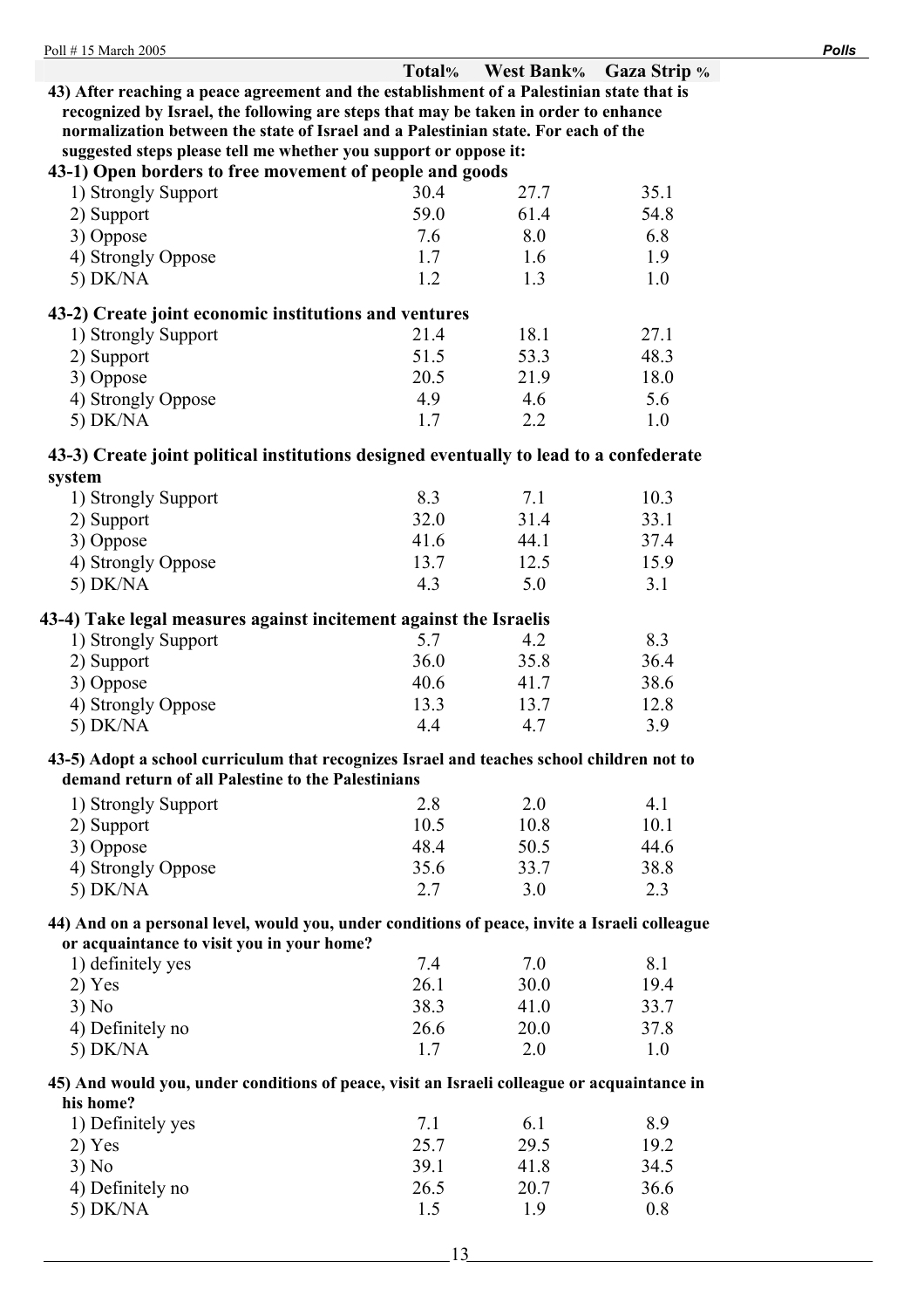| | Total% | West Bank% | Gaza Strip % |
|---|---|---|---|
| **43) After reaching a peace agreement and the establishment of a Palestinian state that is recognized by Israel, the following are steps that may be taken in order to enhance normalization between the state of Israel and a Palestinian state. For each of the suggested steps please tell me whether you support or oppose it:** | | | |
| **43-1) Open borders to free movement of people and goods** | | | |
| 1) Strongly Support | 30.4 | 27.7 | 35.1 |
| 2) Support | 59.0 | 61.4 | 54.8 |
| 3) Oppose | 7.6 | 8.0 | 6.8 |
| 4) Strongly Oppose | 1.7 | 1.6 | 1.9 |
| 5) DK/NA | 1.2 | 1.3 | 1.0 |
| **43-2) Create joint economic institutions and ventures** | | | |
| 1) Strongly Support | 21.4 | 18.1 | 27.1 |
| 2) Support | 51.5 | 53.3 | 48.3 |
| 3) Oppose | 20.5 | 21.9 | 18.0 |
| 4) Strongly Oppose | 4.9 | 4.6 | 5.6 |
| 5) DK/NA | 1.7 | 2.2 | 1.0 |
| **43-3) Create joint political institutions designed eventually to lead to a confederate system** | | | |
| 1) Strongly Support | 8.3 | 7.1 | 10.3 |
| 2) Support | 32.0 | 31.4 | 33.1 |
| 3) Oppose | 41.6 | 44.1 | 37.4 |
| 4) Strongly Oppose | 13.7 | 12.5 | 15.9 |
| 5) DK/NA | 4.3 | 5.0 | 3.1 |
| **43-4) Take legal measures against incitement against the Israelis** | | | |
| 1) Strongly Support | 5.7 | 4.2 | 8.3 |
| 2) Support | 36.0 | 35.8 | 36.4 |
| 3) Oppose | 40.6 | 41.7 | 38.6 |
| 4) Strongly Oppose | 13.3 | 13.7 | 12.8 |
| 5) DK/NA | 4.4 | 4.7 | 3.9 |
| **43-5) Adopt a school curriculum that recognizes Israel and teaches school children not to demand return of all Palestine to the Palestinians** | | | |
| 1) Strongly Support | 2.8 | 2.0 | 4.1 |
| 2) Support | 10.5 | 10.8 | 10.1 |
| 3) Oppose | 48.4 | 50.5 | 44.6 |
| 4) Strongly Oppose | 35.6 | 33.7 | 38.8 |
| 5) DK/NA | 2.7 | 3.0 | 2.3 |
| **44) And on a personal level, would you, under conditions of peace, invite a Israeli colleague or acquaintance to visit you in your home?** | | | |
| 1) definitely yes | 7.4 | 7.0 | 8.1 |
| 2) Yes | 26.1 | 30.0 | 19.4 |
| 3) No | 38.3 | 41.0 | 33.7 |
| 4) Definitely no | 26.6 | 20.0 | 37.8 |
| 5) DK/NA | 1.7 | 2.0 | 1.0 |
| **45) And would you, under conditions of peace, visit an Israeli colleague or acquaintance in his home?** | | | |
| 1) Definitely yes | 7.1 | 6.1 | 8.9 |
| 2) Yes | 25.7 | 29.5 | 19.2 |
| 3) No | 39.1 | 41.8 | 34.5 |
| 4) Definitely no | 26.5 | 20.7 | 36.6 |
| 5) DK/NA | 1.5 | 1.9 | 0.8 |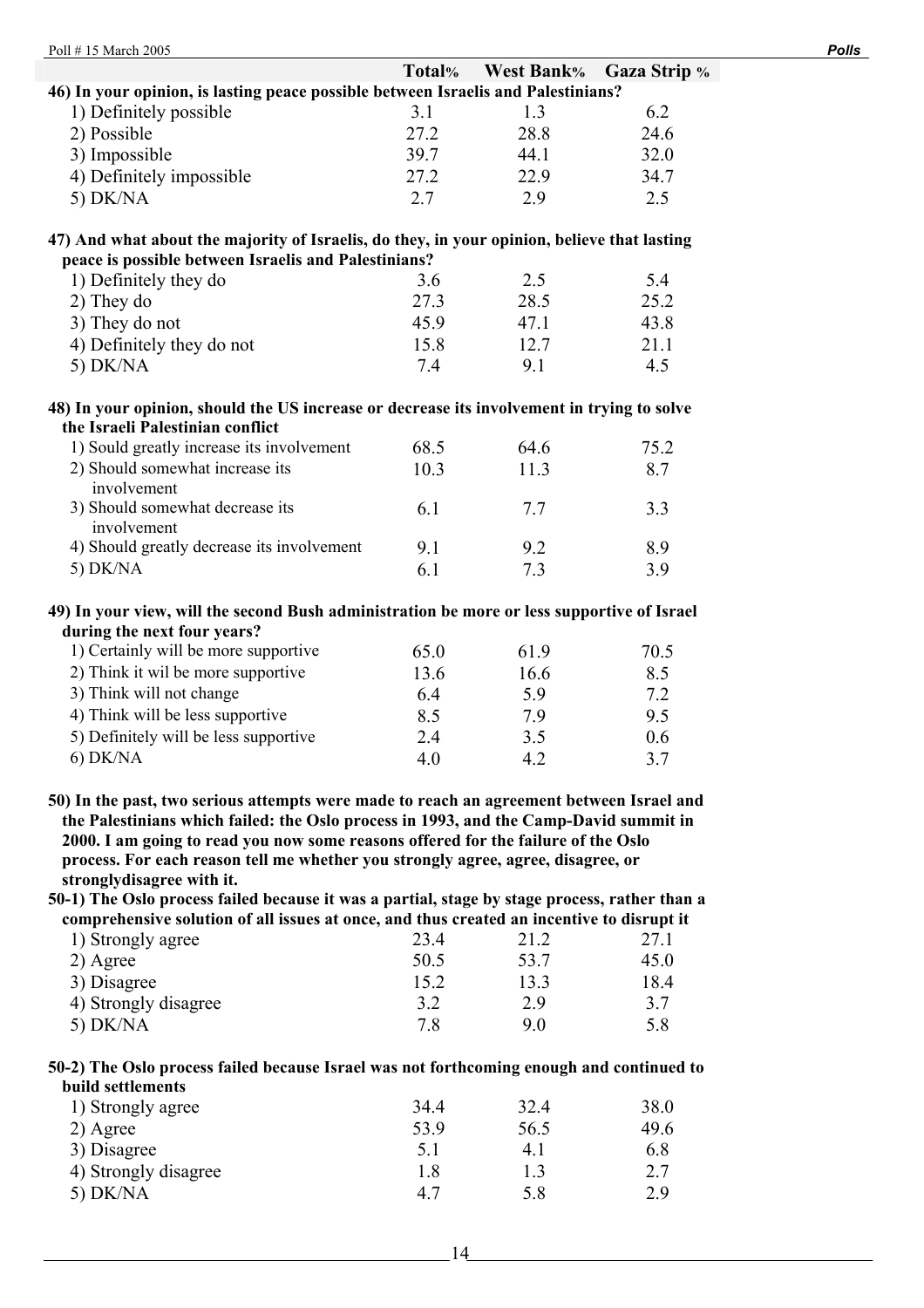| | Total% | West Bank% | Gaza Strip % |
|---|---|---|---|
| **46) In your opinion, is lasting peace possible between Israelis and Palestinians?** | | | |
| 1) Definitely possible | 3.1 | 1.3 | 6.2 |
| 2) Possible | 27.2 | 28.8 | 24.6 |
| 3) Impossible | 39.7 | 44.1 | 32.0 |
| 4) Definitely impossible | 27.2 | 22.9 | 34.7 |
| 5) DK/NA | 2.7 | 2.9 | 2.5 |
| **47) And what about the majority of Israelis, do they, in your opinion, believe that lasting peace is possible between Israelis and Palestinians?** | | | |
| 1) Definitely they do | 3.6 | 2.5 | 5.4 |
| 2) They do | 27.3 | 28.5 | 25.2 |
| 3) They do not | 45.9 | 47.1 | 43.8 |
| 4) Definitely they do not | 15.8 | 12.7 | 21.1 |
| 5) DK/NA | 7.4 | 9.1 | 4.5 |
| **48) In your opinion, should the US increase or decrease its involvement in trying to solve the Israeli Palestinian conflict** | | | |
| 1) Sould greatly increase its involvement | 68.5 | 64.6 | 75.2 |
| 2) Should somewhat increase its involvement | 10.3 | 11.3 | 8.7 |
| 3) Should somewhat decrease its involvement | 6.1 | 7.7 | 3.3 |
| 4) Should greatly decrease its involvement | 9.1 | 9.2 | 8.9 |
| 5) DK/NA | 6.1 | 7.3 | 3.9 |
| **49) In your view, will the second Bush administration be more or less supportive of Israel during the next four years?** | | | |
| 1) Certainly will be more supportive | 65.0 | 61.9 | 70.5 |
| 2) Think it wil be more supportive | 13.6 | 16.6 | 8.5 |
| 3) Think will not change | 6.4 | 5.9 | 7.2 |
| 4) Think will be less supportive | 8.5 | 7.9 | 9.5 |
| 5) Definitely will be less supportive | 2.4 | 3.5 | 0.6 |
| 6) DK/NA | 4.0 | 4.2 | 3.7 |

**50) In the past, two serious attempts were made to reach an agreement between Israel and the Palestinians which failed: the Oslo process in 1993, and the Camp-David summit in 2000. I am going to read you now some reasons offered for the failure of the Oslo process. For each reason tell me whether you strongly agree, agree, disagree, or stronglydisagree with it.**

| | Total% | West Bank% | Gaza Strip % |
|---|---|---|---|
| **50-1) The Oslo process failed because it was a partial, stage by stage process, rather than a comprehensive solution of all issues at once, and thus created an incentive to disrupt it** | | | |
| 1) Strongly agree | 23.4 | 21.2 | 27.1 |
| 2) Agree | 50.5 | 53.7 | 45.0 |
| 3) Disagree | 15.2 | 13.3 | 18.4 |
| 4) Strongly disagree | 3.2 | 2.9 | 3.7 |
| 5) DK/NA | 7.8 | 9.0 | 5.8 |
| **50-2) The Oslo process failed because Israel was not forthcoming enough and continued to build settlements** | | | |
| 1) Strongly agree | 34.4 | 32.4 | 38.0 |
| 2) Agree | 53.9 | 56.5 | 49.6 |
| 3) Disagree | 5.1 | 4.1 | 6.8 |
| 4) Strongly disagree | 1.8 | 1.3 | 2.7 |
| 5) DK/NA | 4.7 | 5.8 | 2.9 |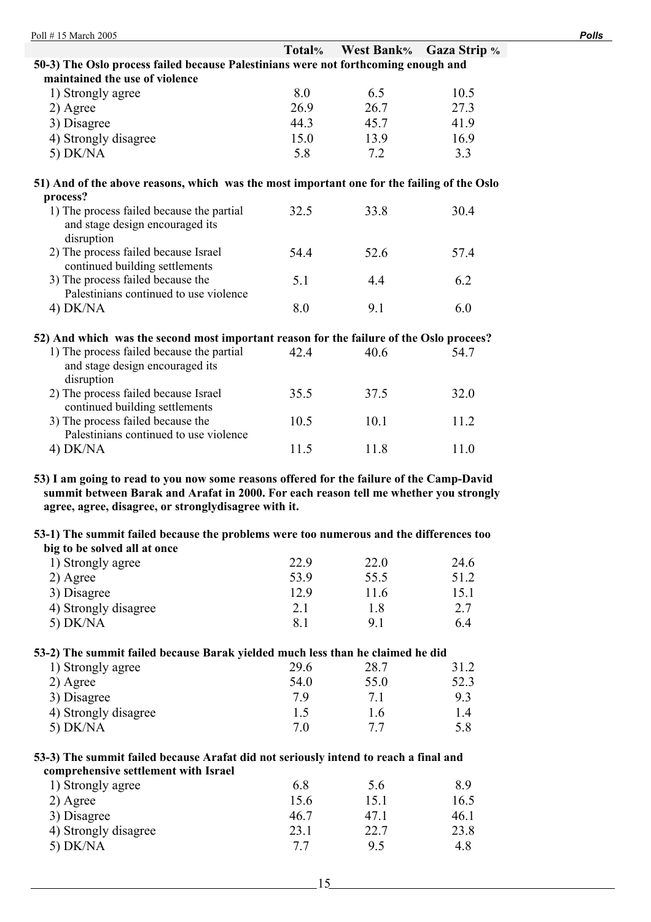| | Total% | West Bank% | Gaza Strip % |
|---|---|---|---|
| **50-3) The Oslo process failed because Palestinians were not forthcoming enough and maintained the use of violence** | | | |
| 1) Strongly agree | 8.0 | 6.5 | 10.5 |
| 2) Agree | 26.9 | 26.7 | 27.3 |
| 3) Disagree | 44.3 | 45.7 | 41.9 |
| 4) Strongly disagree | 15.0 | 13.9 | 16.9 |
| 5) DK/NA | 5.8 | 7.2 | 3.3 |

**51) And of the above reasons, which was the most important one for the failing of the Oslo process?**

| | Total% | West Bank% | Gaza Strip % |
|---|---|---|---|
| 1) The process failed because the partial and stage design encouraged its disruption | 32.5 | 33.8 | 30.4 |
| 2) The process failed because Israel continued building settlements | 54.4 | 52.6 | 57.4 |
| 3) The process failed because the Palestinians continued to use violence | 5.1 | 4.4 | 6.2 |
| 4) DK/NA | 8.0 | 9.1 | 6.0 |

**52) And which was the second most important reason for the failure of the Oslo procees?**

| | Total% | West Bank% | Gaza Strip % |
|---|---|---|---|
| 1) The process failed because the partial and stage design encouraged its disruption | 42.4 | 40.6 | 54.7 |
| 2) The process failed because Israel continued building settlements | 35.5 | 37.5 | 32.0 |
| 3) The process failed because the Palestinians continued to use violence | 10.5 | 10.1 | 11.2 |
| 4) DK/NA | 11.5 | 11.8 | 11.0 |

**53) I am going to read to you now some reasons offered for the failure of the Camp-David summit between Barak and Arafat in 2000. For each reason tell me whether you strongly agree, agree, disagree, or stronglydisagree with it.**

**53-1) The summit failed because the problems were too numerous and the differences too big to be solved all at once**

| | Total% | West Bank% | Gaza Strip % |
|---|---|---|---|
| 1) Strongly agree | 22.9 | 22.0 | 24.6 |
| 2) Agree | 53.9 | 55.5 | 51.2 |
| 3) Disagree | 12.9 | 11.6 | 15.1 |
| 4) Strongly disagree | 2.1 | 1.8 | 2.7 |
| 5) DK/NA | 8.1 | 9.1 | 6.4 |

**53-2) The summit failed because Barak yielded much less than he claimed he did**

| | Total% | West Bank% | Gaza Strip % |
|---|---|---|---|
| 1) Strongly agree | 29.6 | 28.7 | 31.2 |
| 2) Agree | 54.0 | 55.0 | 52.3 |
| 3) Disagree | 7.9 | 7.1 | 9.3 |
| 4) Strongly disagree | 1.5 | 1.6 | 1.4 |
| 5) DK/NA | 7.0 | 7.7 | 5.8 |

**53-3) The summit failed because Arafat did not seriously intend to reach a final and comprehensive settlement with Israel**

| | Total% | West Bank% | Gaza Strip % |
|---|---|---|---|
| 1) Strongly agree | 6.8 | 5.6 | 8.9 |
| 2) Agree | 15.6 | 15.1 | 16.5 |
| 3) Disagree | 46.7 | 47.1 | 46.1 |
| 4) Strongly disagree | 23.1 | 22.7 | 23.8 |
| 5) DK/NA | 7.7 | 9.5 | 4.8 |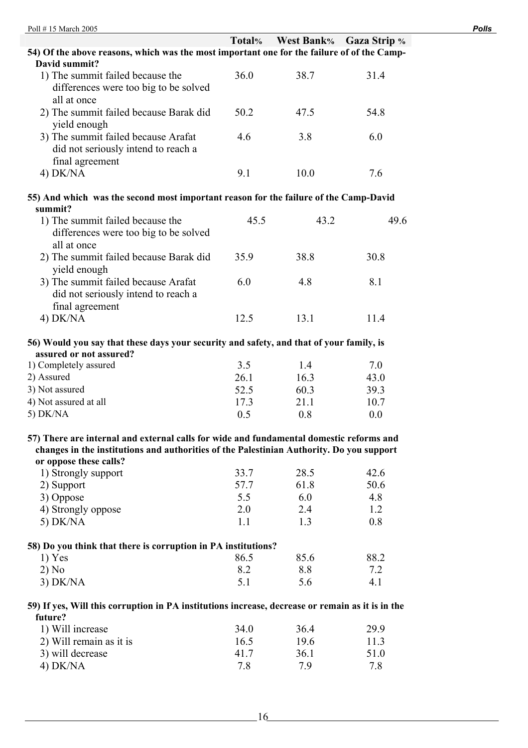| | Total% | West Bank% | Gaza Strip % |
|---|---|---|---|
| **54) Of the above reasons, which was the most important one for the failure of of the Camp-David summit?** | | | |
| 1) The summit failed because the differences were too big to be solved all at once | 36.0 | 38.7 | 31.4 |
| 2) The summit failed because Barak did yield enough | 50.2 | 47.5 | 54.8 |
| 3) The summit failed because Arafat did not seriously intend to reach a final agreement | 4.6 | 3.8 | 6.0 |
| 4) DK/NA | 9.1 | 10.0 | 7.6 |
| **55) And which was the second most important reason for the failure of the Camp-David summit?** | | | |
| 1) The summit failed because the differences were too big to be solved all at once | 45.5 | 43.2 | 49.6 |
| 2) The summit failed because Barak did yield enough | 35.9 | 38.8 | 30.8 |
| 3) The summit failed because Arafat did not seriously intend to reach a final agreement | 6.0 | 4.8 | 8.1 |
| 4) DK/NA | 12.5 | 13.1 | 11.4 |
| **56) Would you say that these days your security and safety, and that of your family, is assured or not assured?** | | | |
| 1) Completely assured | 3.5 | 1.4 | 7.0 |
| 2) Assured | 26.1 | 16.3 | 43.0 |
| 3) Not assured | 52.5 | 60.3 | 39.3 |
| 4) Not assured at all | 17.3 | 21.1 | 10.7 |
| 5) DK/NA | 0.5 | 0.8 | 0.0 |
| **57) There are internal and external calls for wide and fundamental domestic reforms and changes in the institutions and authorities of the Palestinian Authority. Do you support or oppose these calls?** | | | |
| 1) Strongly support | 33.7 | 28.5 | 42.6 |
| 2) Support | 57.7 | 61.8 | 50.6 |
| 3) Oppose | 5.5 | 6.0 | 4.8 |
| 4) Strongly oppose | 2.0 | 2.4 | 1.2 |
| 5) DK/NA | 1.1 | 1.3 | 0.8 |
| **58) Do you think that there is corruption in PA institutions?** | | | |
| 1) Yes | 86.5 | 85.6 | 88.2 |
| 2) No | 8.2 | 8.8 | 7.2 |
| 3) DK/NA | 5.1 | 5.6 | 4.1 |
| **59) If yes, Will this corruption in PA institutions increase, decrease or remain as it is in the future?** | | | |
| 1) Will increase | 34.0 | 36.4 | 29.9 |
| 2) Will remain as it is | 16.5 | 19.6 | 11.3 |
| 3) will decrease | 41.7 | 36.1 | 51.0 |
| 4) DK/NA | 7.8 | 7.9 | 7.8 |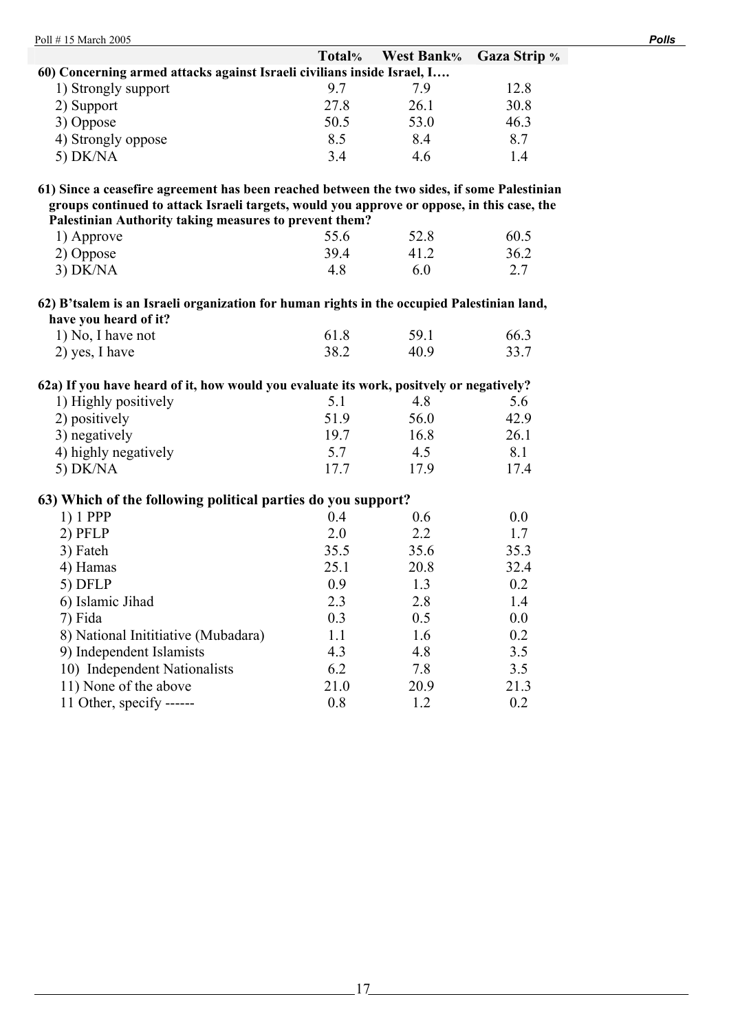| | Total% | West Bank% | Gaza Strip % |
|---|---|---|---|
| **60) Concerning armed attacks against Israeli civilians inside Israel, I….** | | | |
| 1) Strongly support | 9.7 | 7.9 | 12.8 |
| 2) Support | 27.8 | 26.1 | 30.8 |
| 3) Oppose | 50.5 | 53.0 | 46.3 |
| 4) Strongly oppose | 8.5 | 8.4 | 8.7 |
| 5) DK/NA | 3.4 | 4.6 | 1.4 |
| **61) Since a ceasefire agreement has been reached between the two sides, if some Palestinian groups continued to attack Israeli targets, would you approve or oppose, in this case, the Palestinian Authority taking measures to prevent them?** | | | |
| 1) Approve | 55.6 | 52.8 | 60.5 |
| 2) Oppose | 39.4 | 41.2 | 36.2 |
| 3) DK/NA | 4.8 | 6.0 | 2.7 |
| **62) B'tsalem is an Israeli organization for human rights in the occupied Palestinian land, have you heard of it?** | | | |
| 1) No, I have not | 61.8 | 59.1 | 66.3 |
| 2) yes, I have | 38.2 | 40.9 | 33.7 |
| **62a) If you have heard of it, how would you evaluate its work, positvely or negatively?** | | | |
| 1) Highly positively | 5.1 | 4.8 | 5.6 |
| 2) positively | 51.9 | 56.0 | 42.9 |
| 3) negatively | 19.7 | 16.8 | 26.1 |
| 4) highly negatively | 5.7 | 4.5 | 8.1 |
| 5) DK/NA | 17.7 | 17.9 | 17.4 |
| **63) Which of the following political parties do you support?** | | | |
| 1) 1 PPP | 0.4 | 0.6 | 0.0 |
| 2) PFLP | 2.0 | 2.2 | 1.7 |
| 3) Fateh | 35.5 | 35.6 | 35.3 |
| 4) Hamas | 25.1 | 20.8 | 32.4 |
| 5) DFLP | 0.9 | 1.3 | 0.2 |
| 6) Islamic Jihad | 2.3 | 2.8 | 1.4 |
| 7) Fida | 0.3 | 0.5 | 0.0 |
| 8) National Inititiative (Mubadara) | 1.1 | 1.6 | 0.2 |
| 9) Independent Islamists | 4.3 | 4.8 | 3.5 |
| 10) Independent Nationalists | 6.2 | 7.8 | 3.5 |
| 11) None of the above | 21.0 | 20.9 | 21.3 |
| 11 Other, specify ------ | 0.8 | 1.2 | 0.2 |